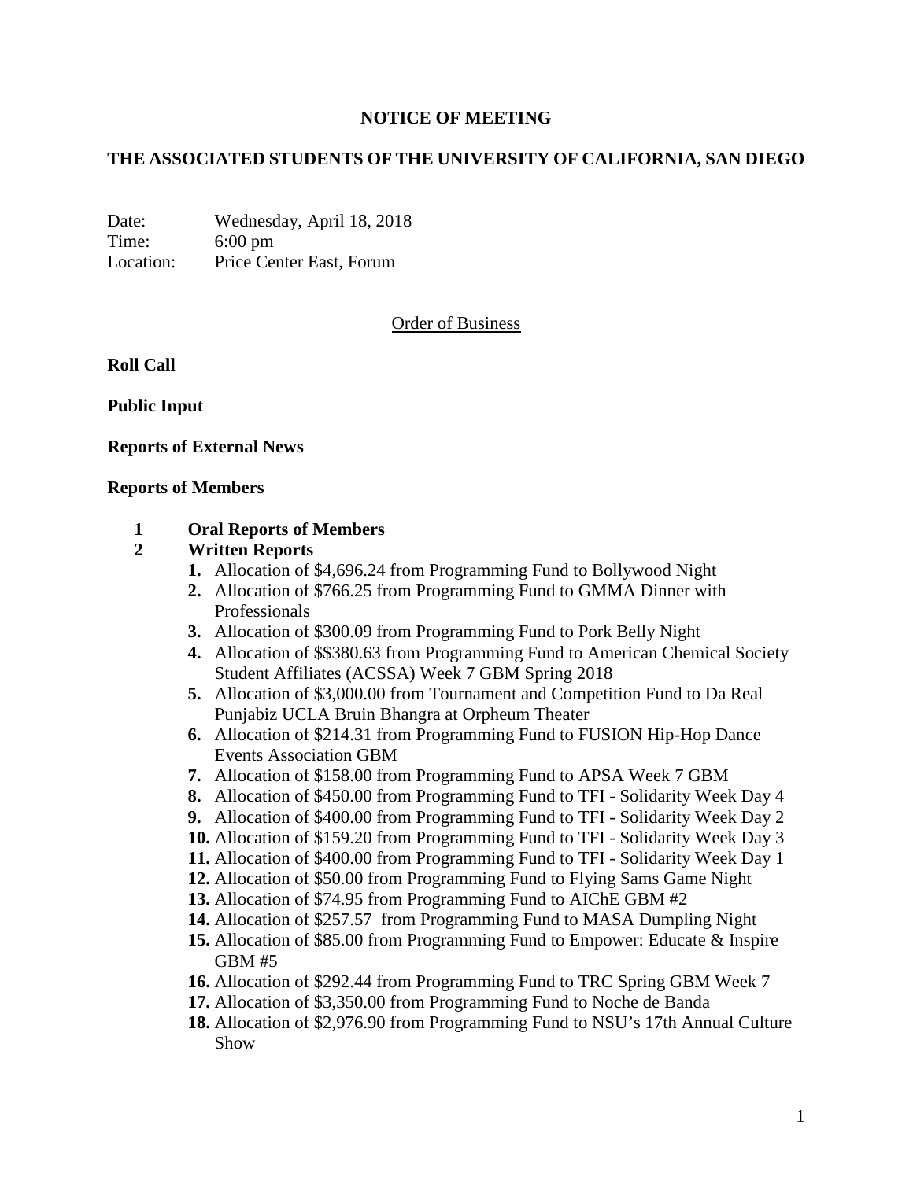**NOTICE OF MEETING**

**THE ASSOCIATED STUDENTS OF THE UNIVERSITY OF CALIFORNIA, SAN DIEGO**

Date: Wednesday, April 18, 2018
Time: 6:00 pm
Location: Price Center East, Forum

Order of Business

**Roll Call**

**Public Input**

**Reports of External News**

**Reports of Members**

**1 Oral Reports of Members**

**2 Written Reports**

1. Allocation of $4,696.24 from Programming Fund to Bollywood Night
2. Allocation of $766.25 from Programming Fund to GMMA Dinner with Professionals
3. Allocation of $300.09 from Programming Fund to Pork Belly Night
4. Allocation of $$380.63 from Programming Fund to American Chemical Society Student Affiliates (ACSSA) Week 7 GBM Spring 2018
5. Allocation of $3,000.00 from Tournament and Competition Fund to Da Real Punjabiz UCLA Bruin Bhangra at Orpheum Theater
6. Allocation of $214.31 from Programming Fund to FUSION Hip-Hop Dance Events Association GBM
7. Allocation of $158.00 from Programming Fund to APSA Week 7 GBM
8. Allocation of $450.00 from Programming Fund to TFI - Solidarity Week Day 4
9. Allocation of $400.00 from Programming Fund to TFI - Solidarity Week Day 2
10. Allocation of $159.20 from Programming Fund to TFI - Solidarity Week Day 3
11. Allocation of $400.00 from Programming Fund to TFI - Solidarity Week Day 1
12. Allocation of $50.00 from Programming Fund to Flying Sams Game Night
13. Allocation of $74.95 from Programming Fund to AIChE GBM #2
14. Allocation of $257.57 from Programming Fund to MASA Dumpling Night
15. Allocation of $85.00 from Programming Fund to Empower: Educate & Inspire GBM #5
16. Allocation of $292.44 from Programming Fund to TRC Spring GBM Week 7
17. Allocation of $3,350.00 from Programming Fund to Noche de Banda
18. Allocation of $2,976.90 from Programming Fund to NSU's 17th Annual Culture Show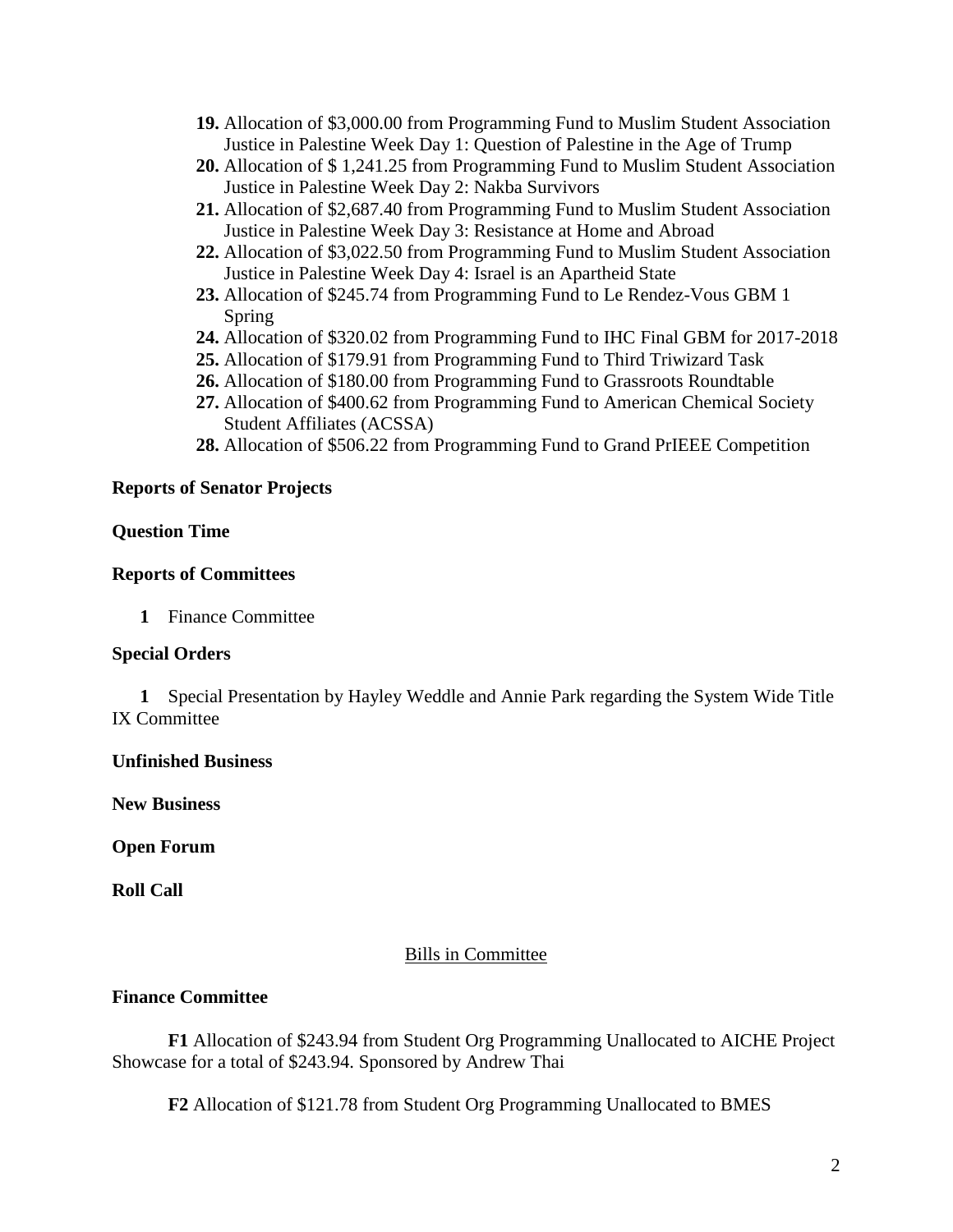19. Allocation of $3,000.00 from Programming Fund to Muslim Student Association Justice in Palestine Week Day 1: Question of Palestine in the Age of Trump
20. Allocation of $ 1,241.25 from Programming Fund to Muslim Student Association Justice in Palestine Week Day 2: Nakba Survivors
21. Allocation of $2,687.40 from Programming Fund to Muslim Student Association Justice in Palestine Week Day 3: Resistance at Home and Abroad
22. Allocation of $3,022.50 from Programming Fund to Muslim Student Association Justice in Palestine Week Day 4: Israel is an Apartheid State
23. Allocation of $245.74 from Programming Fund to Le Rendez-Vous GBM 1 Spring
24. Allocation of $320.02 from Programming Fund to IHC Final GBM for 2017-2018
25. Allocation of $179.91 from Programming Fund to Third Triwizard Task
26. Allocation of $180.00 from Programming Fund to Grassroots Roundtable
27. Allocation of $400.62 from Programming Fund to American Chemical Society Student Affiliates (ACSSA)
28. Allocation of $506.22 from Programming Fund to Grand PrIEEE Competition

**Reports of Senator Projects**

**Question Time**

**Reports of Committees**

**1** Finance Committee

**Special Orders**

**1** Special Presentation by Hayley Weddle and Annie Park regarding the System Wide Title IX Committee

**Unfinished Business**

**New Business**

**Open Forum**

**Roll Call**

## Bills in Committee

**Finance Committee**

**F1** Allocation of $243.94 from Student Org Programming Unallocated to AICHE Project Showcase for a total of $243.94. Sponsored by Andrew Thai

**F2** Allocation of $121.78 from Student Org Programming Unallocated to BMES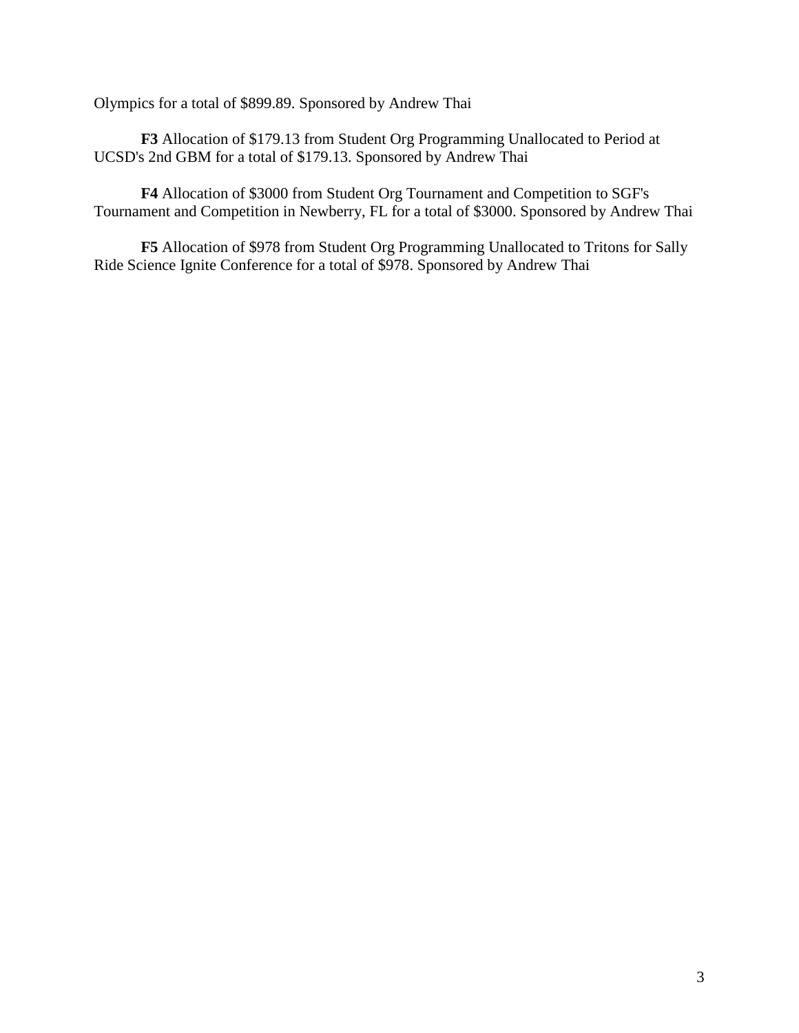Olympics for a total of $899.89. Sponsored by Andrew Thai

**F3** Allocation of $179.13 from Student Org Programming Unallocated to Period at UCSD's 2nd GBM for a total of $179.13. Sponsored by Andrew Thai

**F4** Allocation of $3000 from Student Org Tournament and Competition to SGF's Tournament and Competition in Newberry, FL for a total of $3000. Sponsored by Andrew Thai

**F5** Allocation of $978 from Student Org Programming Unallocated to Tritons for Sally Ride Science Ignite Conference for a total of $978. Sponsored by Andrew Thai